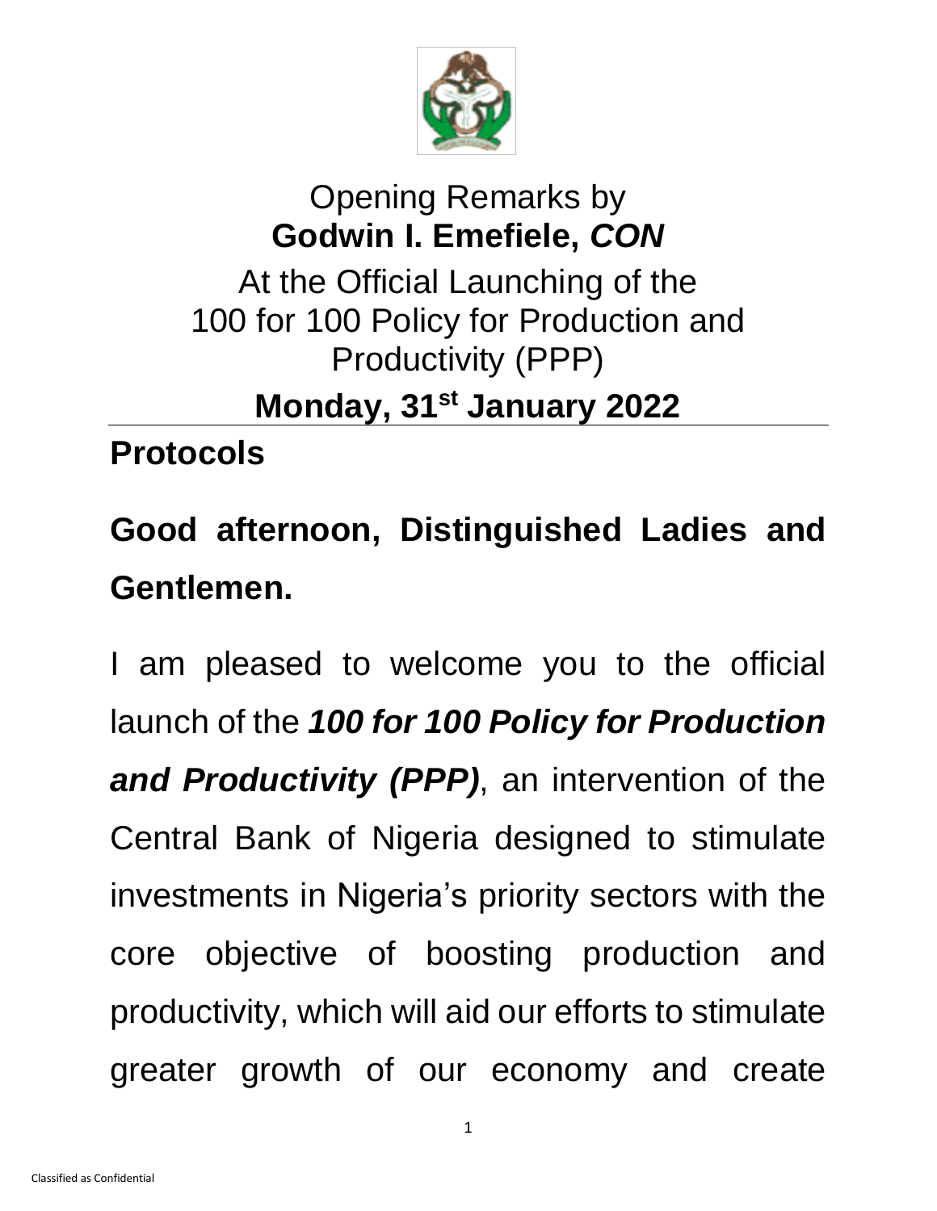# Opening Remarks by
# **Godwin I. Emefiele, *CON***

## At the Official Launching of the 100 for 100 Policy for Production and Productivity (PPP)

## **Monday, 31st January 2022**

---

**Protocols**

**Good afternoon, Distinguished Ladies and Gentlemen.**

I am pleased to welcome you to the official launch of the ***100 for 100 Policy for Production and Productivity (PPP)***, an intervention of the Central Bank of Nigeria designed to stimulate investments in Nigeria's priority sectors with the core objective of boosting production and productivity, which will aid our efforts to stimulate greater growth of our economy and create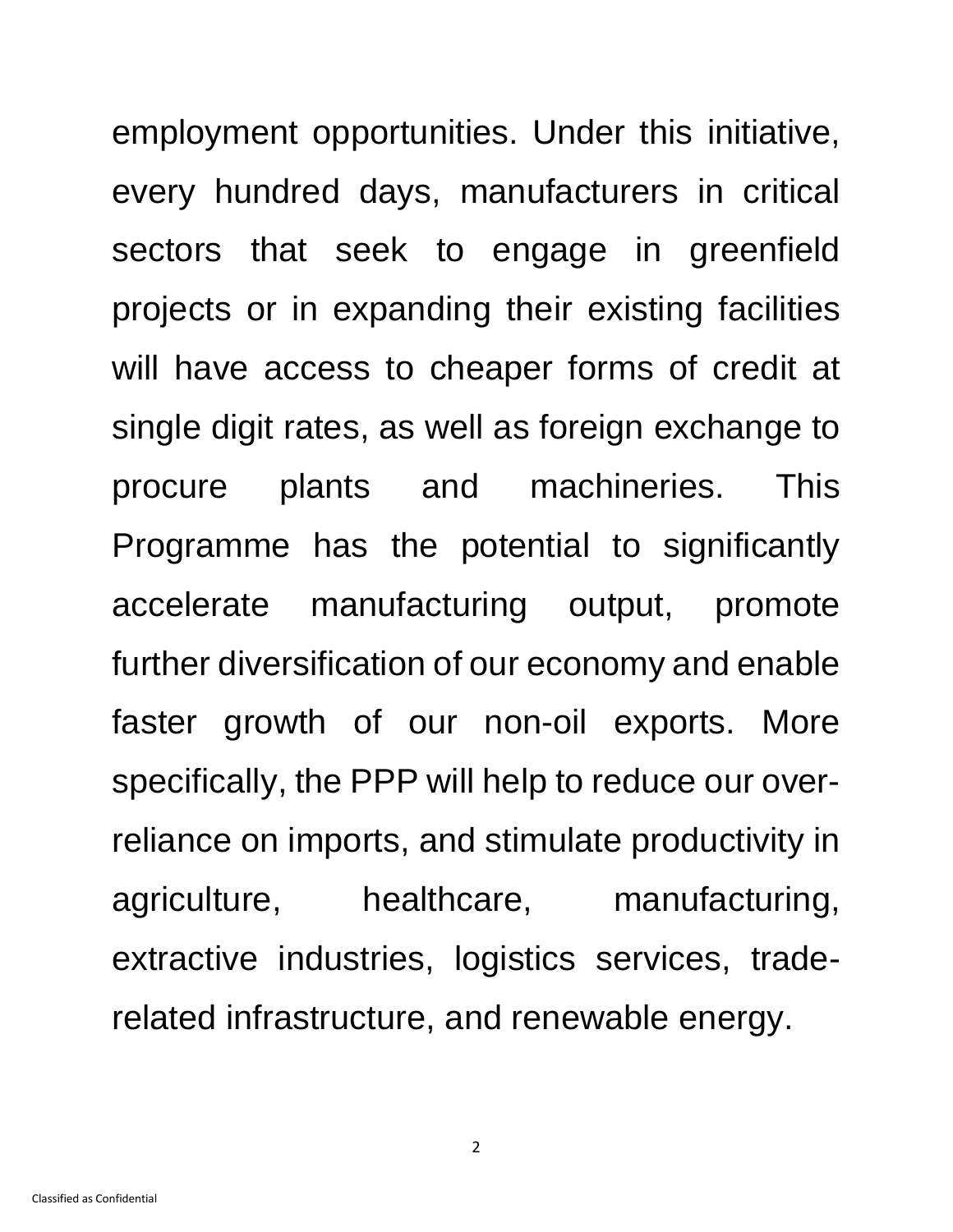employment opportunities. Under this initiative, every hundred days, manufacturers in critical sectors that seek to engage in greenfield projects or in expanding their existing facilities will have access to cheaper forms of credit at single digit rates, as well as foreign exchange to procure plants and machineries. This Programme has the potential to significantly accelerate manufacturing output, promote further diversification of our economy and enable faster growth of our non-oil exports. More specifically, the PPP will help to reduce our over-reliance on imports, and stimulate productivity in agriculture, healthcare, manufacturing, extractive industries, logistics services, trade-related infrastructure, and renewable energy.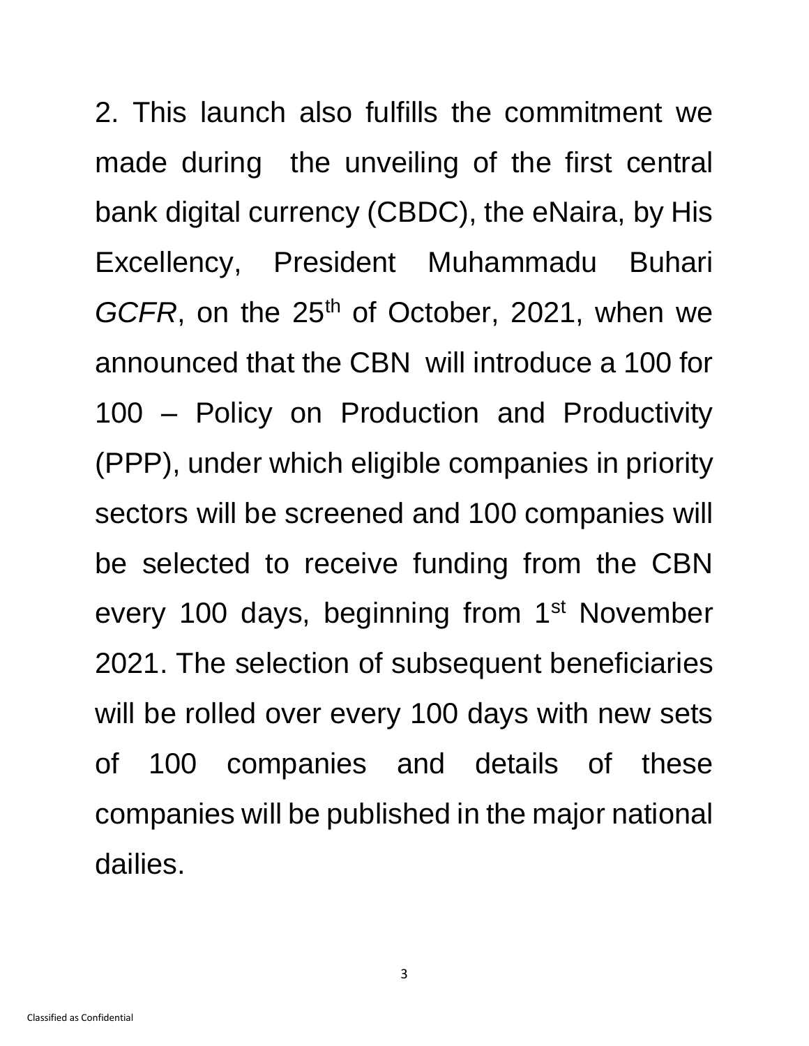2. This launch also fulfills the commitment we made during the unveiling of the first central bank digital currency (CBDC), the eNaira, by His Excellency, President Muhammadu Buhari *GCFR*, on the 25th of October, 2021, when we announced that the CBN will introduce a 100 for 100 – Policy on Production and Productivity (PPP), under which eligible companies in priority sectors will be screened and 100 companies will be selected to receive funding from the CBN every 100 days, beginning from 1st November 2021. The selection of subsequent beneficiaries will be rolled over every 100 days with new sets of 100 companies and details of these companies will be published in the major national dailies.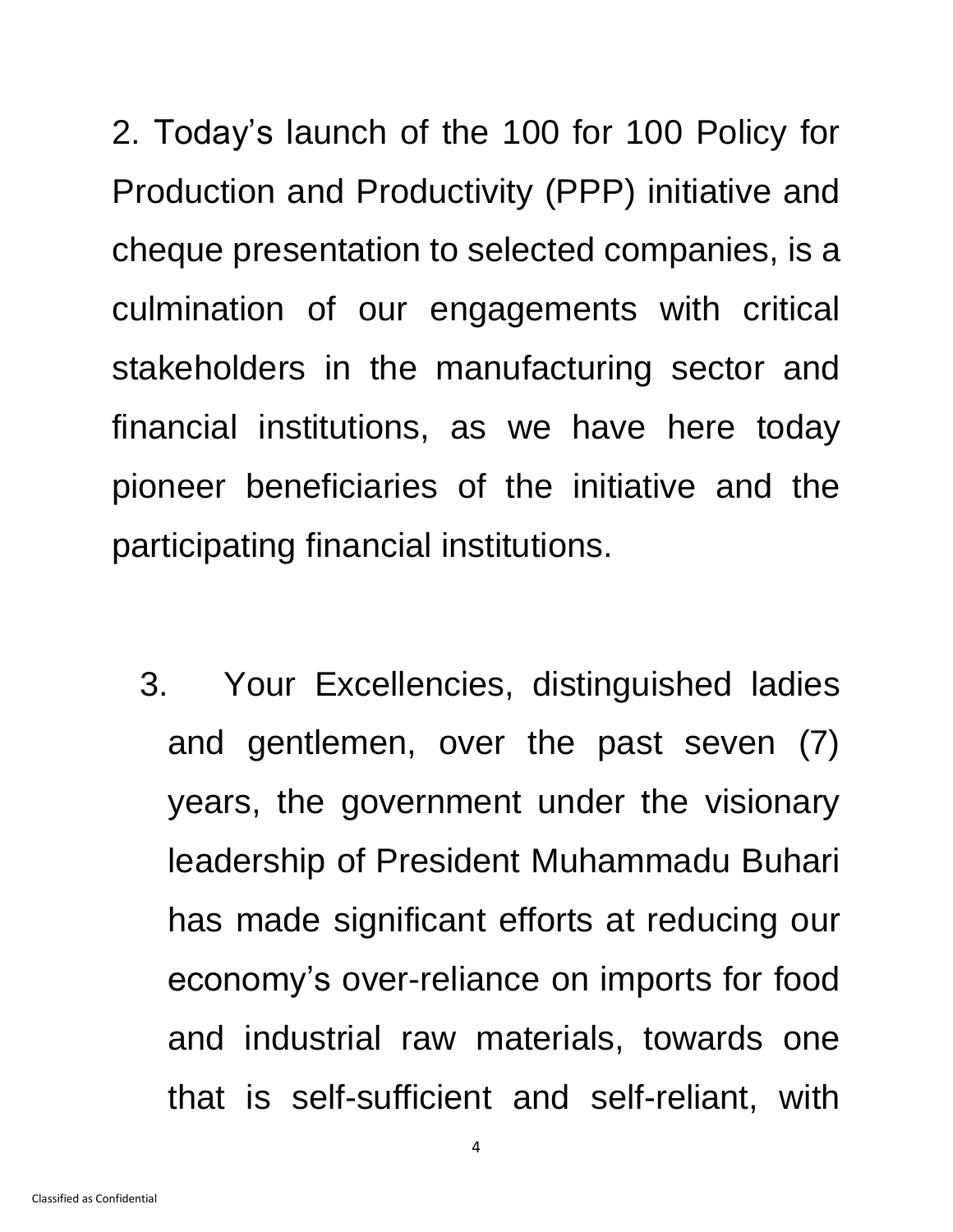2. Today's launch of the 100 for 100 Policy for Production and Productivity (PPP) initiative and cheque presentation to selected companies, is a culmination of our engagements with critical stakeholders in the manufacturing sector and financial institutions, as we have here today pioneer beneficiaries of the initiative and the participating financial institutions.

3. Your Excellencies, distinguished ladies and gentlemen, over the past seven (7) years, the government under the visionary leadership of President Muhammadu Buhari has made significant efforts at reducing our economy's over-reliance on imports for food and industrial raw materials, towards one that is self-sufficient and self-reliant, with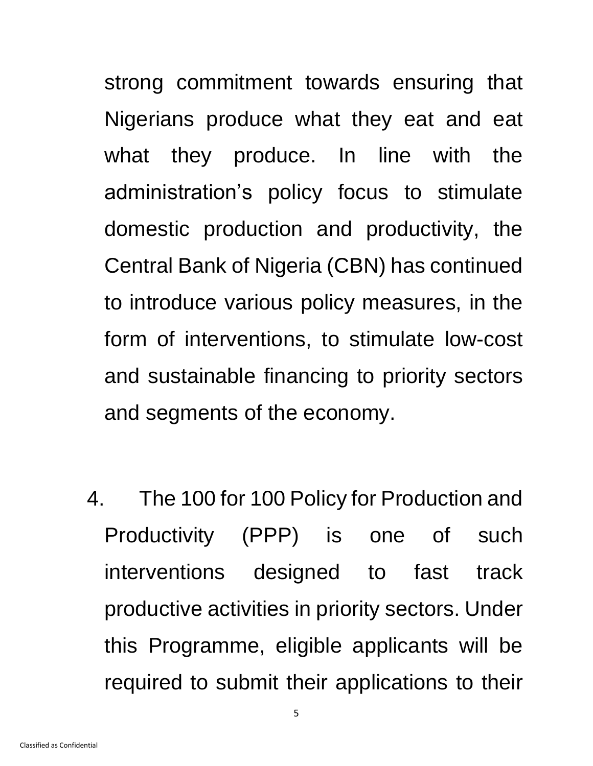strong commitment towards ensuring that Nigerians produce what they eat and eat what they produce. In line with the administration's policy focus to stimulate domestic production and productivity, the Central Bank of Nigeria (CBN) has continued to introduce various policy measures, in the form of interventions, to stimulate low-cost and sustainable financing to priority sectors and segments of the economy.

4. The 100 for 100 Policy for Production and Productivity (PPP) is one of such interventions designed to fast track productive activities in priority sectors. Under this Programme, eligible applicants will be required to submit their applications to their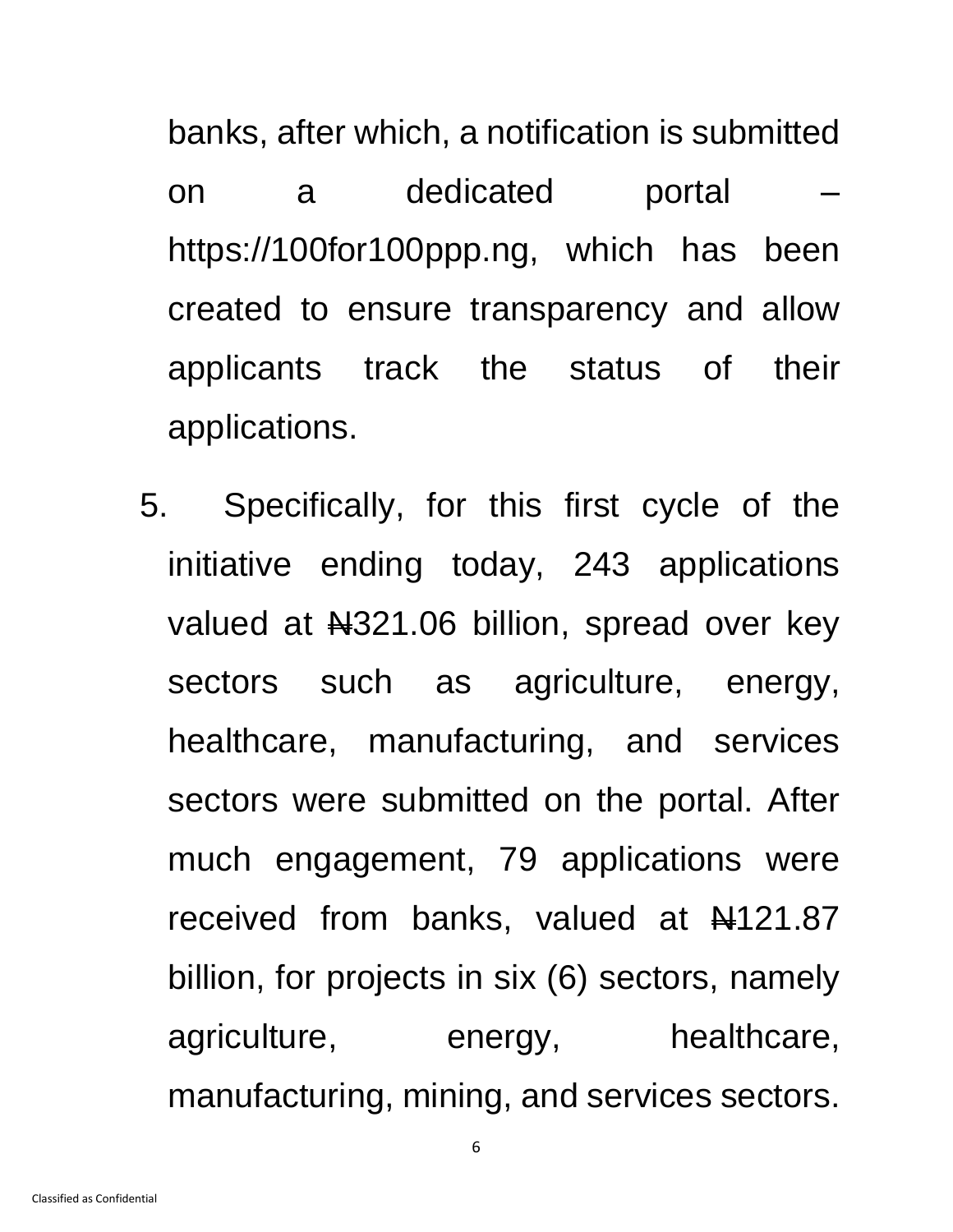banks, after which, a notification is submitted on a dedicated portal – https://100for100ppp.ng, which has been created to ensure transparency and allow applicants track the status of their applications.

5. Specifically, for this first cycle of the initiative ending today, 243 applications valued at ₦321.06 billion, spread over key sectors such as agriculture, energy, healthcare, manufacturing, and services sectors were submitted on the portal. After much engagement, 79 applications were received from banks, valued at ₦121.87 billion, for projects in six (6) sectors, namely agriculture, energy, healthcare, manufacturing, mining, and services sectors.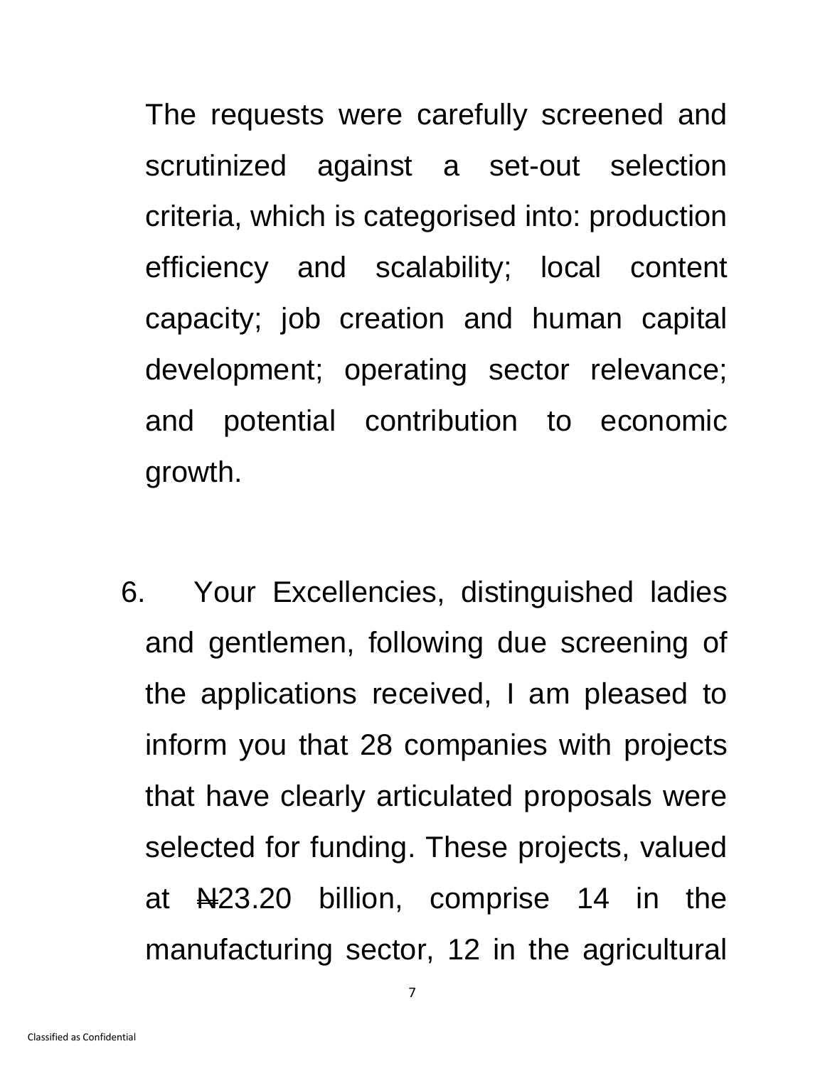The requests were carefully screened and scrutinized against a set-out selection criteria, which is categorised into: production efficiency and scalability; local content capacity; job creation and human capital development; operating sector relevance; and potential contribution to economic growth.

6. Your Excellencies, distinguished ladies and gentlemen, following due screening of the applications received, I am pleased to inform you that 28 companies with projects that have clearly articulated proposals were selected for funding. These projects, valued at ₦23.20 billion, comprise 14 in the manufacturing sector, 12 in the agricultural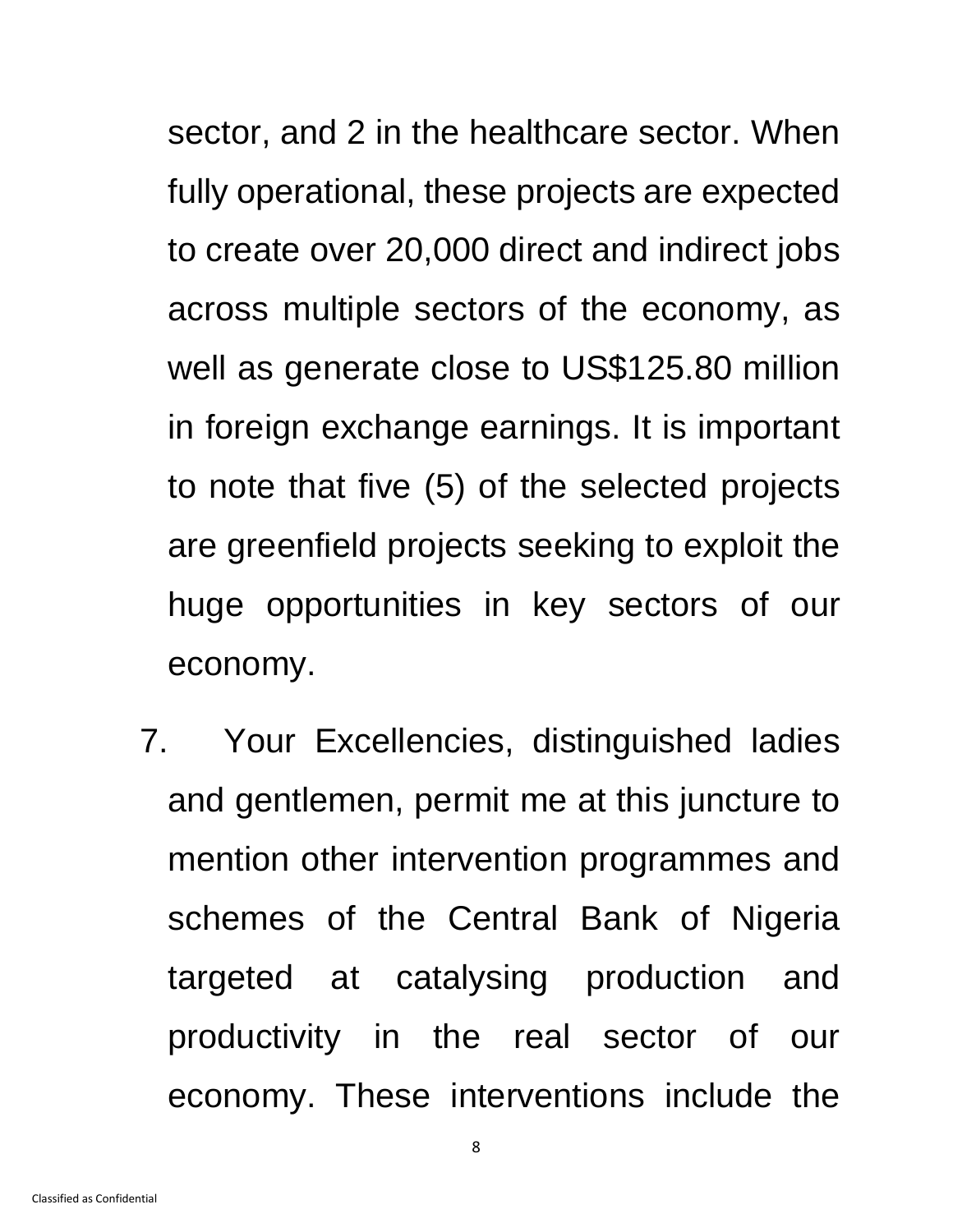sector, and 2 in the healthcare sector. When fully operational, these projects are expected to create over 20,000 direct and indirect jobs across multiple sectors of the economy, as well as generate close to US$125.80 million in foreign exchange earnings. It is important to note that five (5) of the selected projects are greenfield projects seeking to exploit the huge opportunities in key sectors of our economy.

7. Your Excellencies, distinguished ladies and gentlemen, permit me at this juncture to mention other intervention programmes and schemes of the Central Bank of Nigeria targeted at catalysing production and productivity in the real sector of our economy. These interventions include the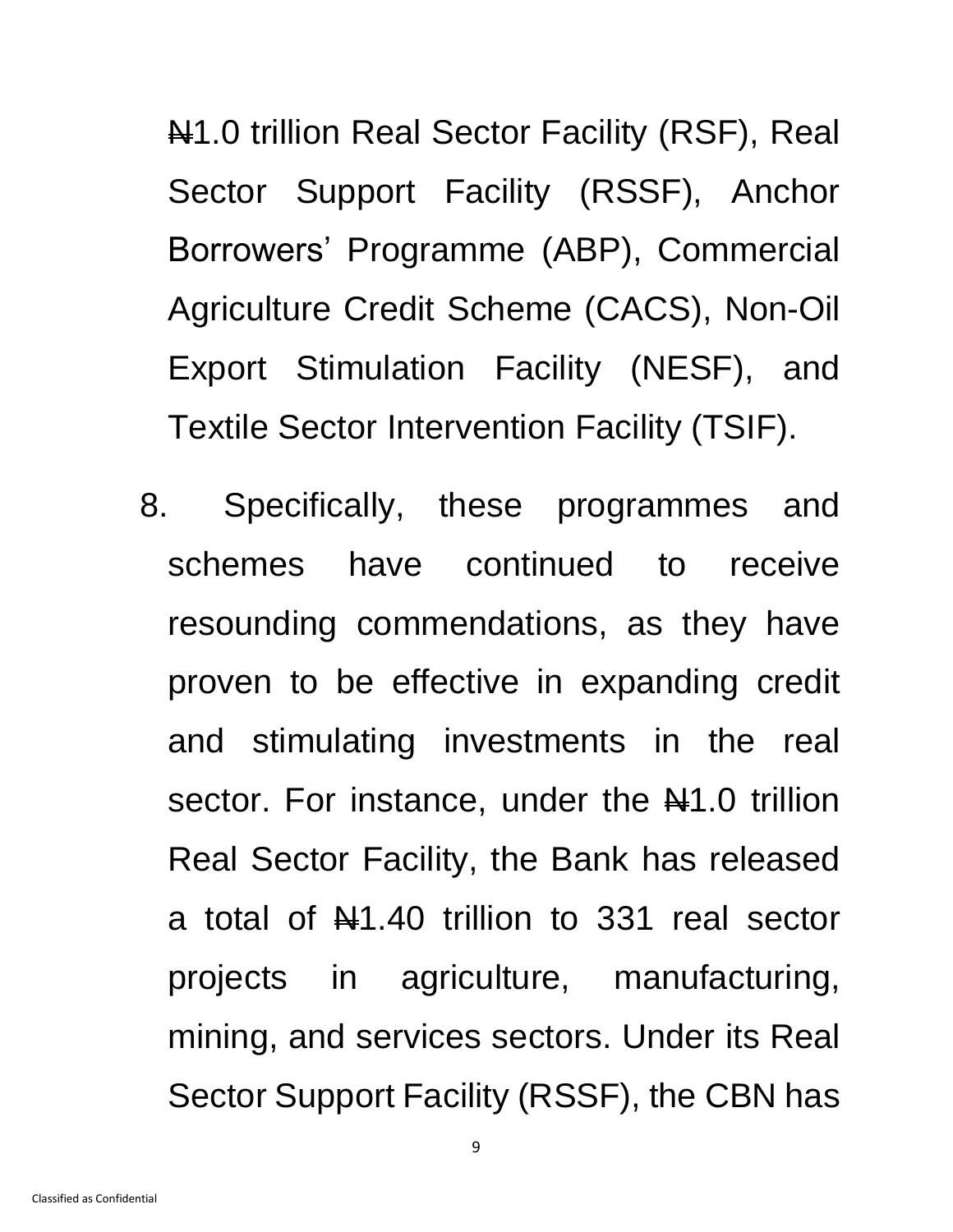₦1.0 trillion Real Sector Facility (RSF), Real Sector Support Facility (RSSF), Anchor Borrowers' Programme (ABP), Commercial Agriculture Credit Scheme (CACS), Non-Oil Export Stimulation Facility (NESF), and Textile Sector Intervention Facility (TSIF).

8. Specifically, these programmes and schemes have continued to receive resounding commendations, as they have proven to be effective in expanding credit and stimulating investments in the real sector. For instance, under the ₦1.0 trillion Real Sector Facility, the Bank has released a total of ₦1.40 trillion to 331 real sector projects in agriculture, manufacturing, mining, and services sectors. Under its Real Sector Support Facility (RSSF), the CBN has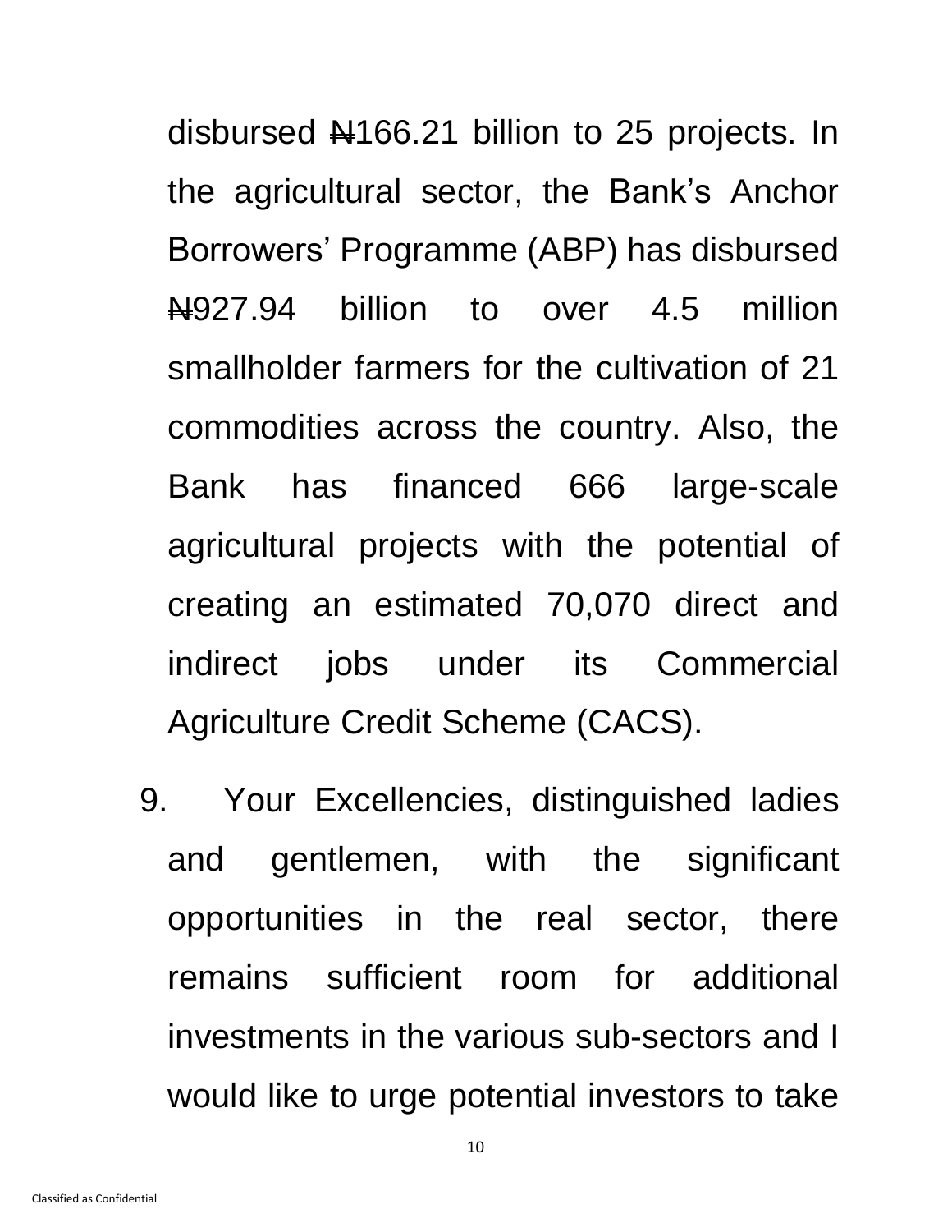disbursed ₦166.21 billion to 25 projects. In the agricultural sector, the Bank's Anchor Borrowers' Programme (ABP) has disbursed ₦927.94 billion to over 4.5 million smallholder farmers for the cultivation of 21 commodities across the country. Also, the Bank has financed 666 large-scale agricultural projects with the potential of creating an estimated 70,070 direct and indirect jobs under its Commercial Agriculture Credit Scheme (CACS).

9. Your Excellencies, distinguished ladies and gentlemen, with the significant opportunities in the real sector, there remains sufficient room for additional investments in the various sub-sectors and I would like to urge potential investors to take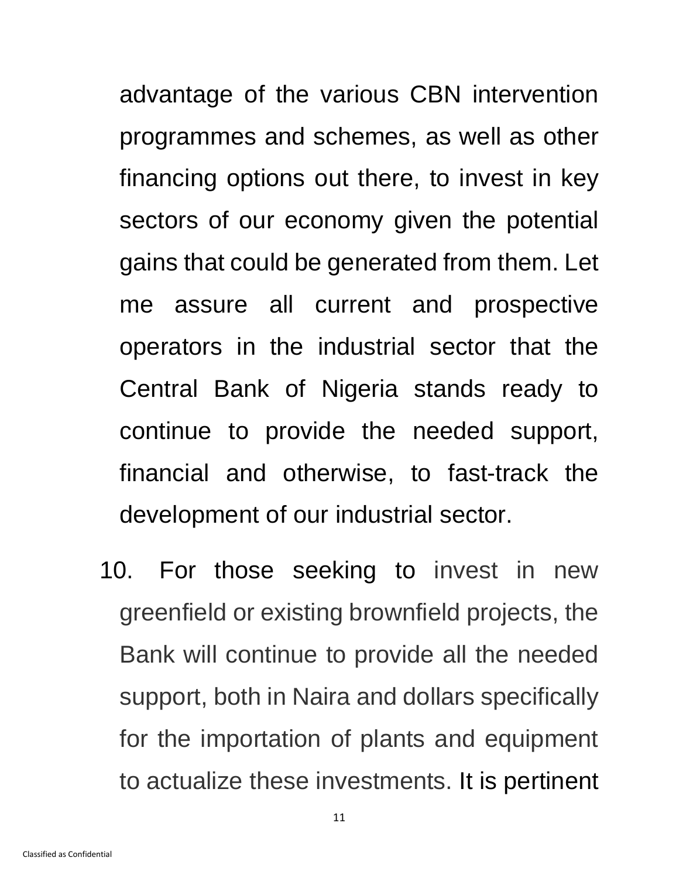advantage of the various CBN intervention programmes and schemes, as well as other financing options out there, to invest in key sectors of our economy given the potential gains that could be generated from them. Let me assure all current and prospective operators in the industrial sector that the Central Bank of Nigeria stands ready to continue to provide the needed support, financial and otherwise, to fast-track the development of our industrial sector.

10. For those seeking to invest in new greenfield or existing brownfield projects, the Bank will continue to provide all the needed support, both in Naira and dollars specifically for the importation of plants and equipment to actualize these investments. It is pertinent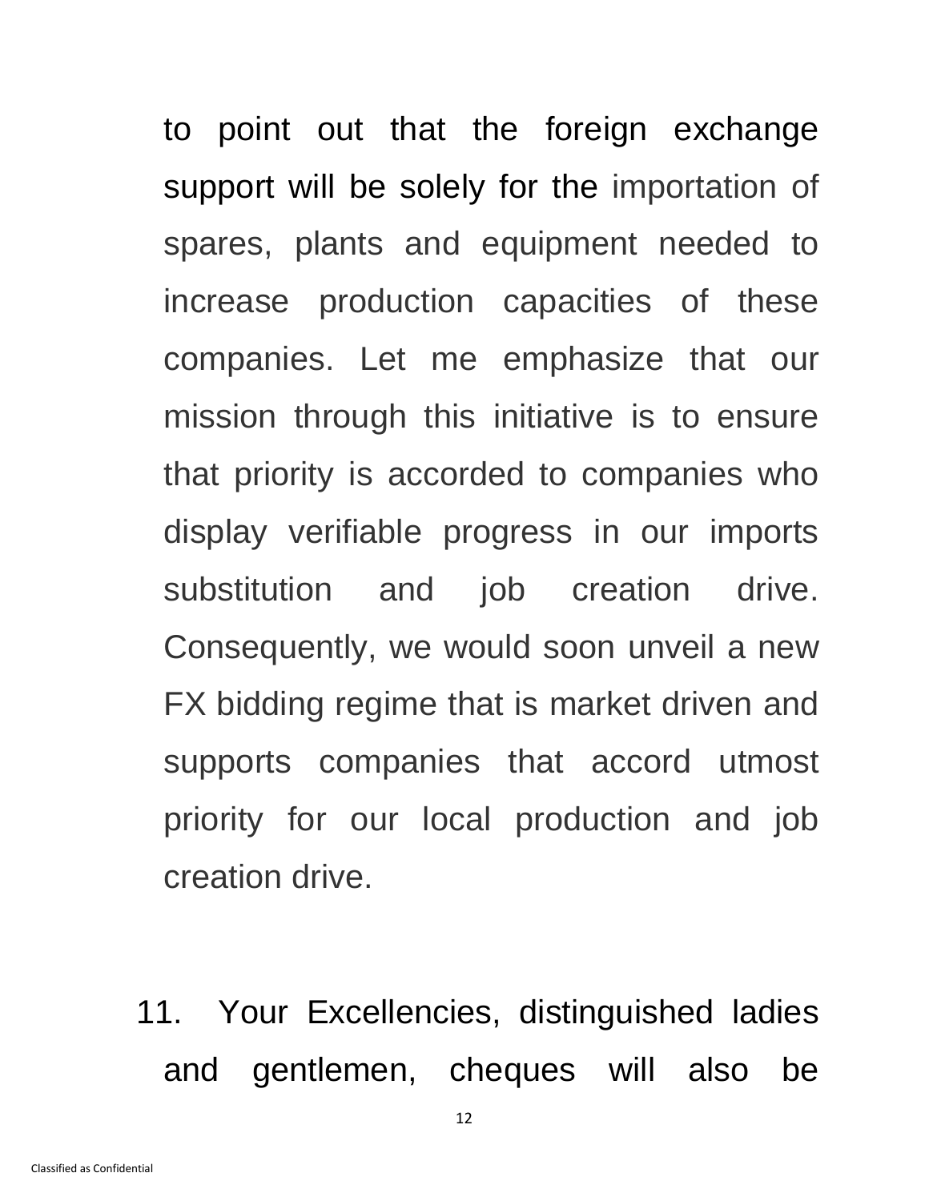to point out that the foreign exchange support will be solely for the importation of spares, plants and equipment needed to increase production capacities of these companies. Let me emphasize that our mission through this initiative is to ensure that priority is accorded to companies who display verifiable progress in our imports substitution and job creation drive. Consequently, we would soon unveil a new FX bidding regime that is market driven and supports companies that accord utmost priority for our local production and job creation drive.

11. Your Excellencies, distinguished ladies and gentlemen, cheques will also be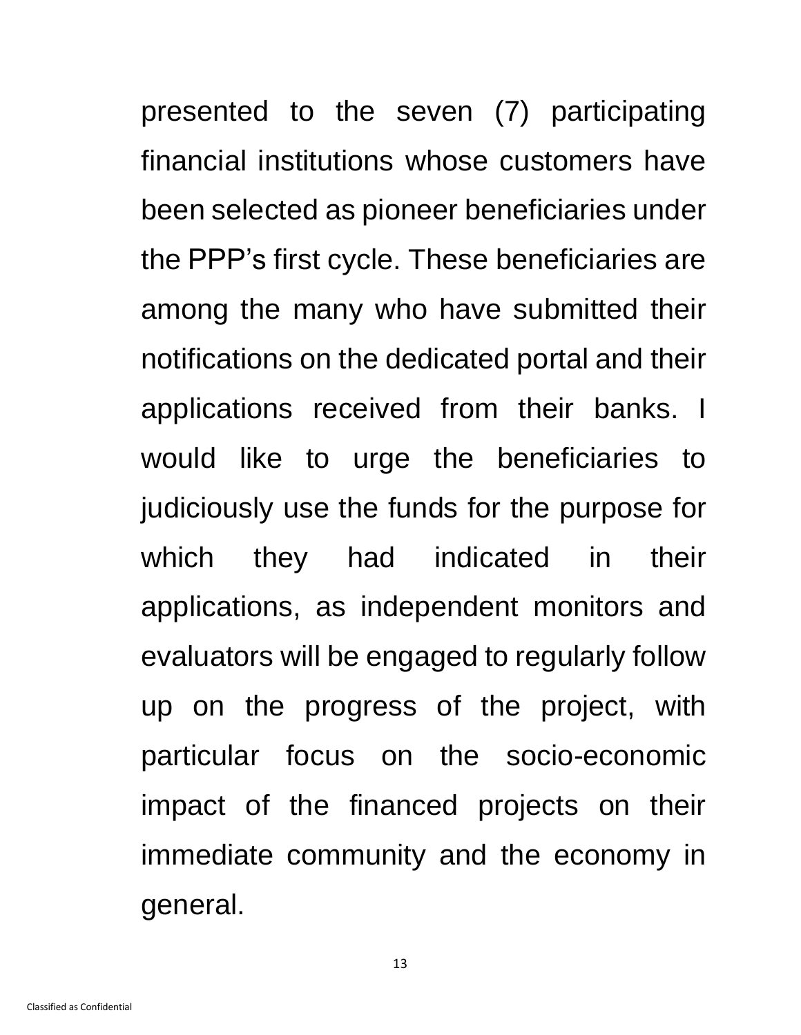presented to the seven (7) participating financial institutions whose customers have been selected as pioneer beneficiaries under the PPP's first cycle. These beneficiaries are among the many who have submitted their notifications on the dedicated portal and their applications received from their banks. I would like to urge the beneficiaries to judiciously use the funds for the purpose for which they had indicated in their applications, as independent monitors and evaluators will be engaged to regularly follow up on the progress of the project, with particular focus on the socio-economic impact of the financed projects on their immediate community and the economy in general.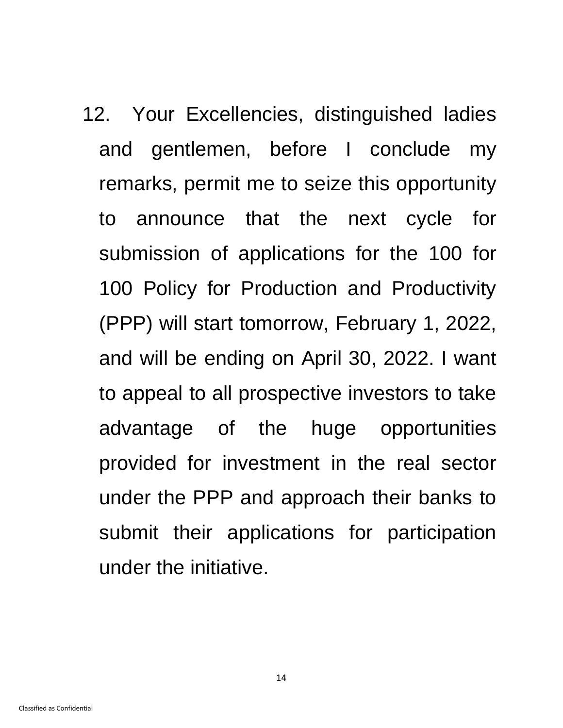12. Your Excellencies, distinguished ladies and gentlemen, before I conclude my remarks, permit me to seize this opportunity to announce that the next cycle for submission of applications for the 100 for 100 Policy for Production and Productivity (PPP) will start tomorrow, February 1, 2022, and will be ending on April 30, 2022. I want to appeal to all prospective investors to take advantage of the huge opportunities provided for investment in the real sector under the PPP and approach their banks to submit their applications for participation under the initiative.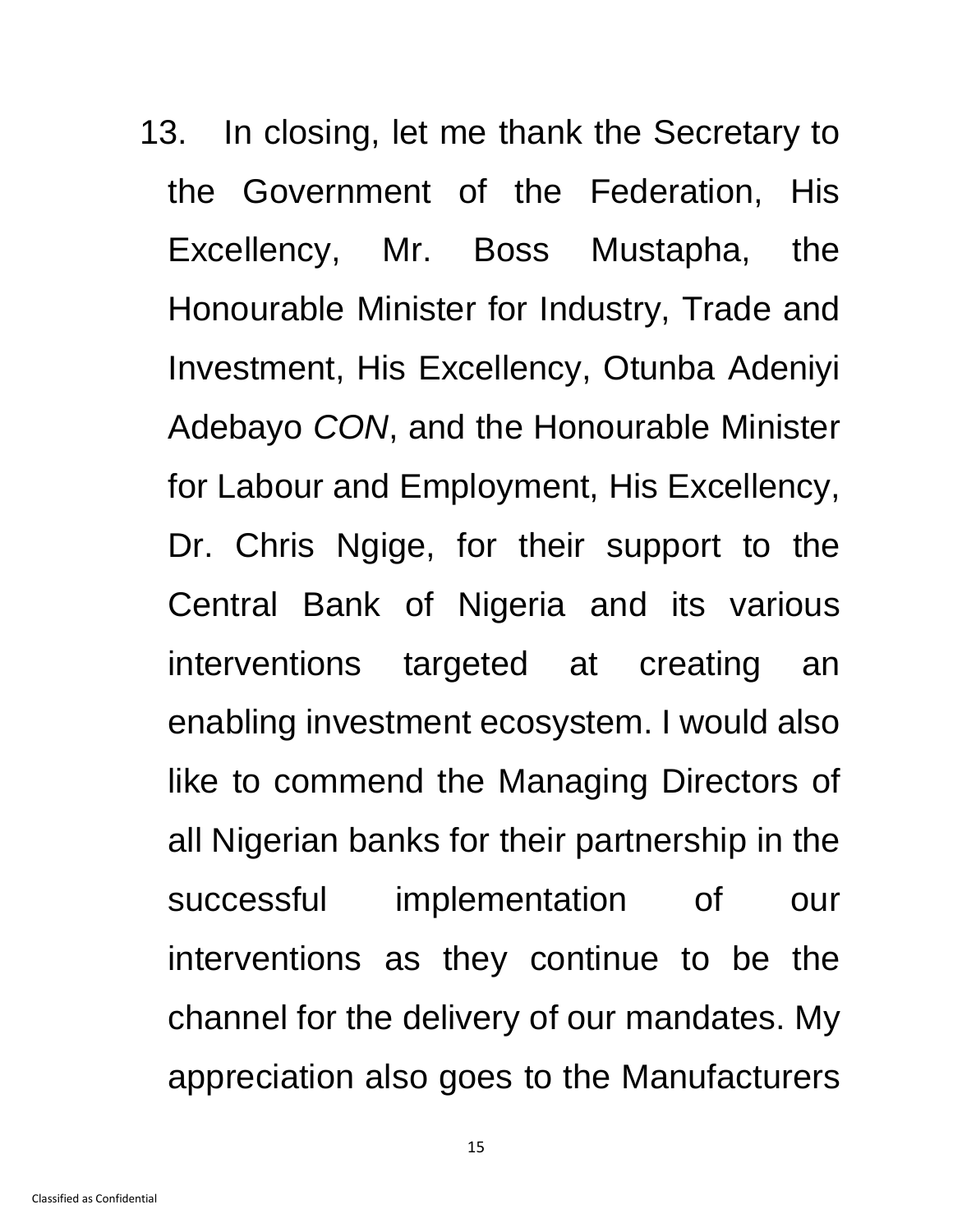13. In closing, let me thank the Secretary to the Government of the Federation, His Excellency, Mr. Boss Mustapha, the Honourable Minister for Industry, Trade and Investment, His Excellency, Otunba Adeniyi Adebayo *CON*, and the Honourable Minister for Labour and Employment, His Excellency, Dr. Chris Ngige, for their support to the Central Bank of Nigeria and its various interventions targeted at creating an enabling investment ecosystem. I would also like to commend the Managing Directors of all Nigerian banks for their partnership in the successful implementation of our interventions as they continue to be the channel for the delivery of our mandates. My appreciation also goes to the Manufacturers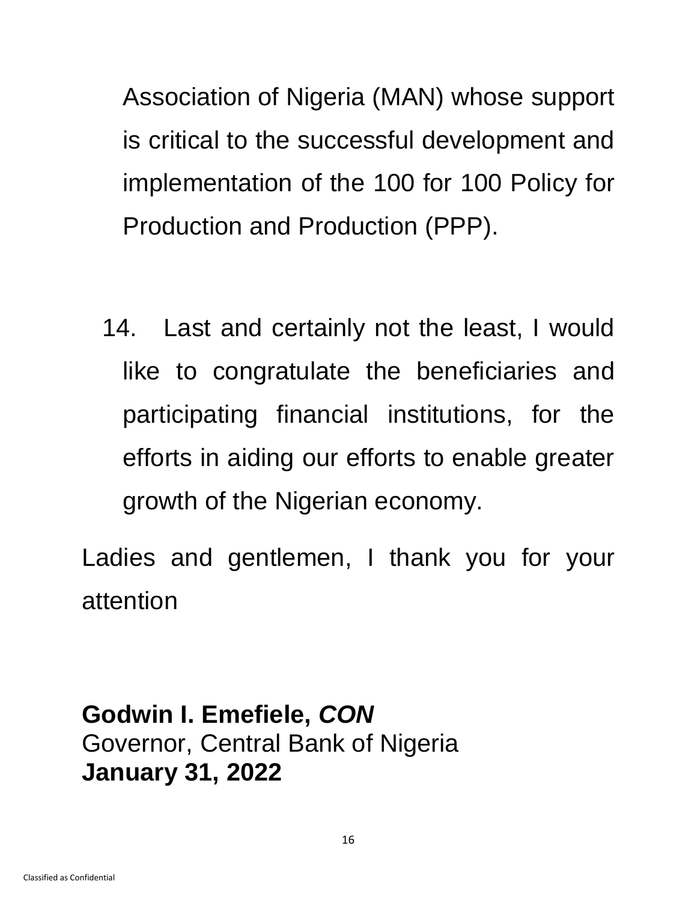Association of Nigeria (MAN) whose support is critical to the successful development and implementation of the 100 for 100 Policy for Production and Production (PPP).

14. Last and certainly not the least, I would like to congratulate the beneficiaries and participating financial institutions, for the efforts in aiding our efforts to enable greater growth of the Nigerian economy.

Ladies and gentlemen, I thank you for your attention

**Godwin I. Emefiele, *CON***
Governor, Central Bank of Nigeria
**January 31, 2022**

Classified as Confidential